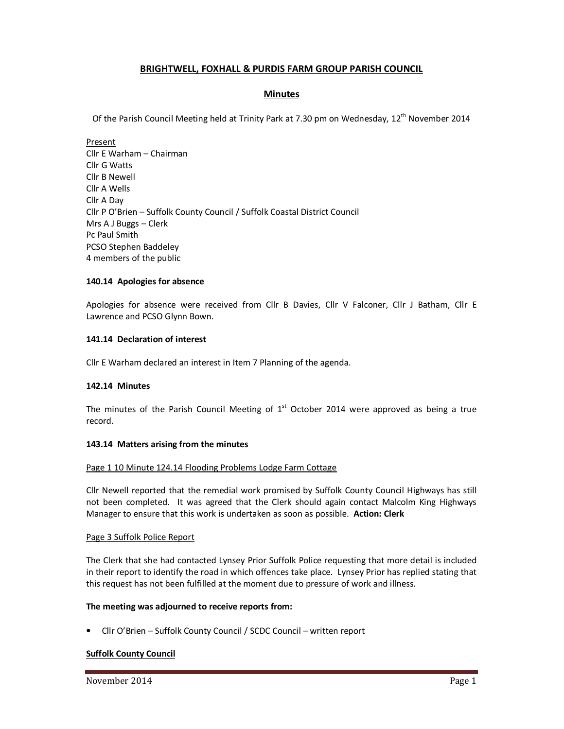# BRIGHTWELL, FOXHALL & PURDIS FARM GROUP PARISH COUNCIL

## Minutes

Of the Parish Council Meeting held at Trinity Park at 7.30 pm on Wednesday, 12th November 2014

Present
Cllr E Warham – Chairman
Cllr G Watts
Cllr B Newell
Cllr A Wells
Cllr A Day
Cllr P O'Brien – Suffolk County Council / Suffolk Coastal District Council
Mrs A J Buggs – Clerk
Pc Paul Smith
PCSO Stephen Baddeley
4 members of the public

**140.14 Apologies for absence**

Apologies for absence were received from Cllr B Davies, Cllr V Falconer, Cllr J Batham, Cllr E Lawrence and PCSO Glynn Bown.

**141.14 Declaration of interest**

Cllr E Warham declared an interest in Item 7 Planning of the agenda.

**142.14 Minutes**

The minutes of the Parish Council Meeting of 1st October 2014 were approved as being a true record.

**143.14 Matters arising from the minutes**

Page 1 10 Minute 124.14 Flooding Problems Lodge Farm Cottage

Cllr Newell reported that the remedial work promised by Suffolk County Council Highways has still not been completed. It was agreed that the Clerk should again contact Malcolm King Highways Manager to ensure that this work is undertaken as soon as possible. **Action: Clerk**

Page 3 Suffolk Police Report

The Clerk that she had contacted Lynsey Prior Suffolk Police requesting that more detail is included in their report to identify the road in which offences take place. Lynsey Prior has replied stating that this request has not been fulfilled at the moment due to pressure of work and illness.

**The meeting was adjourned to receive reports from:**

- Cllr O'Brien – Suffolk County Council / SCDC Council – written report

**Suffolk County Council**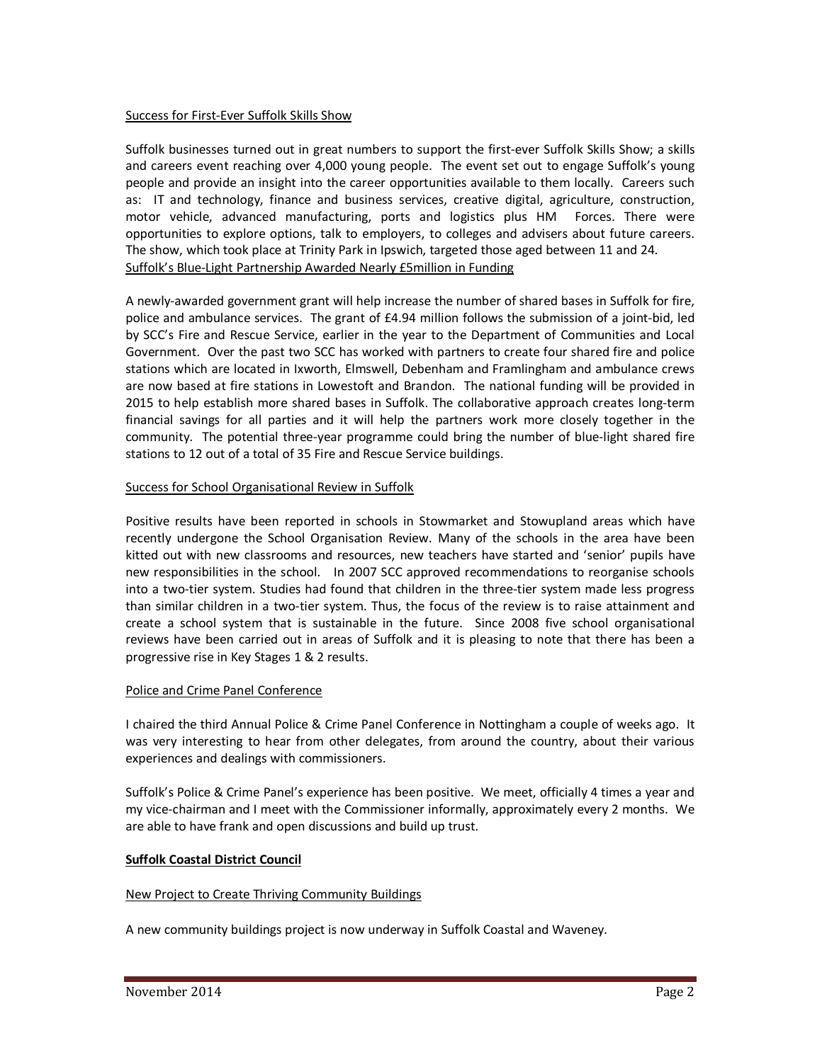Success for First-Ever Suffolk Skills Show

Suffolk businesses turned out in great numbers to support the first-ever Suffolk Skills Show; a skills and careers event reaching over 4,000 young people. The event set out to engage Suffolk's young people and provide an insight into the career opportunities available to them locally. Careers such as: IT and technology, finance and business services, creative digital, agriculture, construction, motor vehicle, advanced manufacturing, ports and logistics plus HM Forces. There were opportunities to explore options, talk to employers, to colleges and advisers about future careers. The show, which took place at Trinity Park in Ipswich, targeted those aged between 11 and 24.

Suffolk's Blue-Light Partnership Awarded Nearly £5million in Funding

A newly-awarded government grant will help increase the number of shared bases in Suffolk for fire, police and ambulance services. The grant of £4.94 million follows the submission of a joint-bid, led by SCC's Fire and Rescue Service, earlier in the year to the Department of Communities and Local Government. Over the past two SCC has worked with partners to create four shared fire and police stations which are located in Ixworth, Elmswell, Debenham and Framlingham and ambulance crews are now based at fire stations in Lowestoft and Brandon. The national funding will be provided in 2015 to help establish more shared bases in Suffolk. The collaborative approach creates long-term financial savings for all parties and it will help the partners work more closely together in the community. The potential three-year programme could bring the number of blue-light shared fire stations to 12 out of a total of 35 Fire and Rescue Service buildings.

Success for School Organisational Review in Suffolk

Positive results have been reported in schools in Stowmarket and Stowupland areas which have recently undergone the School Organisation Review. Many of the schools in the area have been kitted out with new classrooms and resources, new teachers have started and 'senior' pupils have new responsibilities in the school. In 2007 SCC approved recommendations to reorganise schools into a two-tier system. Studies had found that children in the three-tier system made less progress than similar children in a two-tier system. Thus, the focus of the review is to raise attainment and create a school system that is sustainable in the future. Since 2008 five school organisational reviews have been carried out in areas of Suffolk and it is pleasing to note that there has been a progressive rise in Key Stages 1 & 2 results.

Police and Crime Panel Conference

I chaired the third Annual Police & Crime Panel Conference in Nottingham a couple of weeks ago. It was very interesting to hear from other delegates, from around the country, about their various experiences and dealings with commissioners.

Suffolk's Police & Crime Panel's experience has been positive. We meet, officially 4 times a year and my vice-chairman and I meet with the Commissioner informally, approximately every 2 months. We are able to have frank and open discussions and build up trust.

**Suffolk Coastal District Council**

New Project to Create Thriving Community Buildings

A new community buildings project is now underway in Suffolk Coastal and Waveney.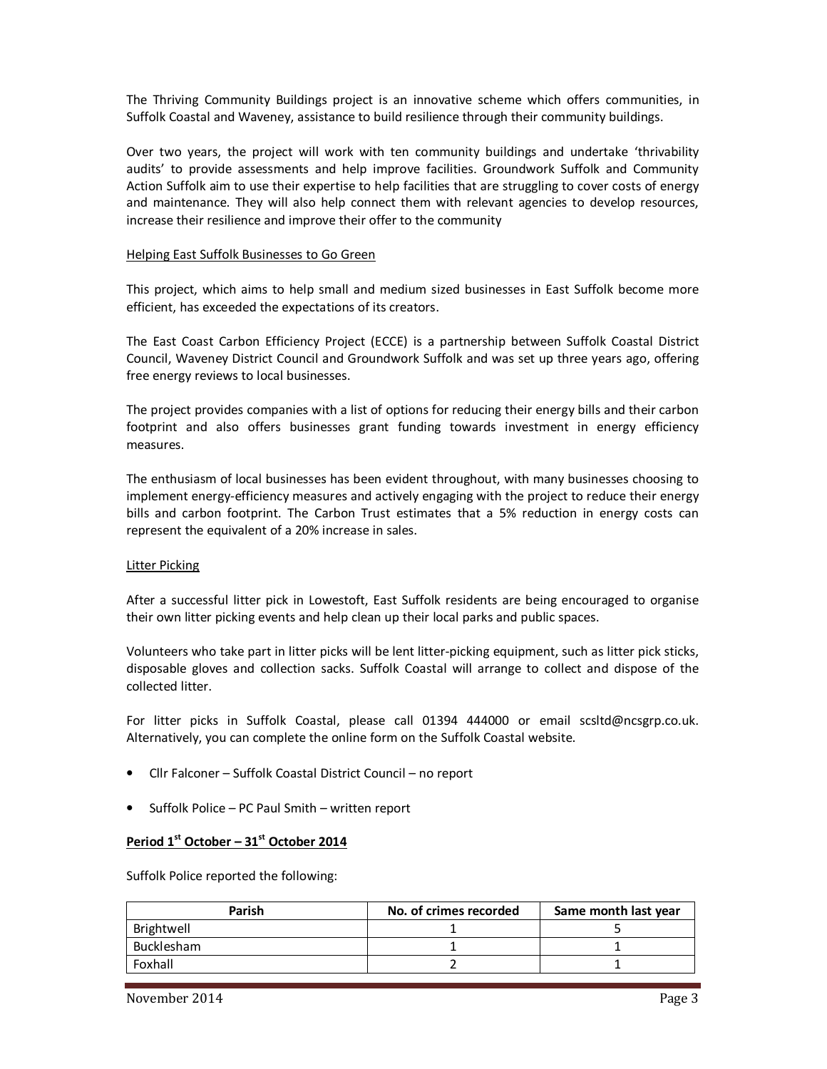The Thriving Community Buildings project is an innovative scheme which offers communities, in Suffolk Coastal and Waveney, assistance to build resilience through their community buildings.

Over two years, the project will work with ten community buildings and undertake 'thrivability audits' to provide assessments and help improve facilities. Groundwork Suffolk and Community Action Suffolk aim to use their expertise to help facilities that are struggling to cover costs of energy and maintenance. They will also help connect them with relevant agencies to develop resources, increase their resilience and improve their offer to the community

Helping East Suffolk Businesses to Go Green

This project, which aims to help small and medium sized businesses in East Suffolk become more efficient, has exceeded the expectations of its creators.

The East Coast Carbon Efficiency Project (ECCE) is a partnership between Suffolk Coastal District Council, Waveney District Council and Groundwork Suffolk and was set up three years ago, offering free energy reviews to local businesses.

The project provides companies with a list of options for reducing their energy bills and their carbon footprint and also offers businesses grant funding towards investment in energy efficiency measures.

The enthusiasm of local businesses has been evident throughout, with many businesses choosing to implement energy-efficiency measures and actively engaging with the project to reduce their energy bills and carbon footprint. The Carbon Trust estimates that a 5% reduction in energy costs can represent the equivalent of a 20% increase in sales.

Litter Picking

After a successful litter pick in Lowestoft, East Suffolk residents are being encouraged to organise their own litter picking events and help clean up their local parks and public spaces.

Volunteers who take part in litter picks will be lent litter-picking equipment, such as litter pick sticks, disposable gloves and collection sacks. Suffolk Coastal will arrange to collect and dispose of the collected litter.

For litter picks in Suffolk Coastal, please call 01394 444000 or email scsltd@ncsgrp.co.uk. Alternatively, you can complete the online form on the Suffolk Coastal website.

- Cllr Falconer – Suffolk Coastal District Council – no report
- Suffolk Police – PC Paul Smith – written report

**Period 1st October – 31st October 2014**

Suffolk Police reported the following:

| Parish | No. of crimes recorded | Same month last year |
|---|---|---|
| Brightwell | 1 | 5 |
| Bucklesham | 1 | 1 |
| Foxhall | 2 | 1 |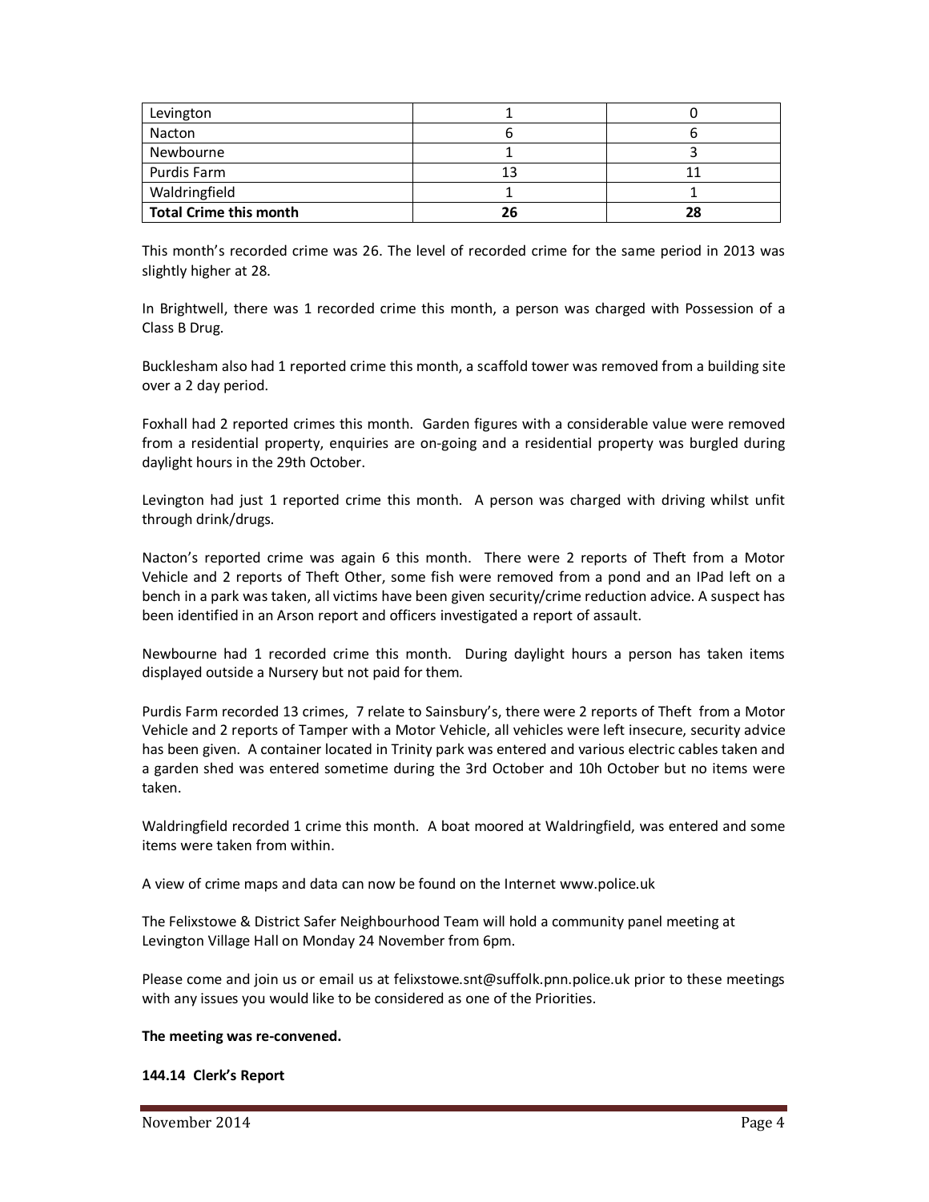| | | |
|---|---|---|
| Levington | 1 | 0 |
| Nacton | 6 | 6 |
| Newbourne | 1 | 3 |
| Purdis Farm | 13 | 11 |
| Waldringfield | 1 | 1 |
| **Total Crime this month** | **26** | **28** |

This month's recorded crime was 26. The level of recorded crime for the same period in 2013 was slightly higher at 28.

In Brightwell, there was 1 recorded crime this month, a person was charged with Possession of a Class B Drug.

Bucklesham also had 1 reported crime this month, a scaffold tower was removed from a building site over a 2 day period.

Foxhall had 2 reported crimes this month. Garden figures with a considerable value were removed from a residential property, enquiries are on-going and a residential property was burgled during daylight hours in the 29th October.

Levington had just 1 reported crime this month. A person was charged with driving whilst unfit through drink/drugs.

Nacton's reported crime was again 6 this month. There were 2 reports of Theft from a Motor Vehicle and 2 reports of Theft Other, some fish were removed from a pond and an IPad left on a bench in a park was taken, all victims have been given security/crime reduction advice. A suspect has been identified in an Arson report and officers investigated a report of assault.

Newbourne had 1 recorded crime this month. During daylight hours a person has taken items displayed outside a Nursery but not paid for them.

Purdis Farm recorded 13 crimes, 7 relate to Sainsbury's, there were 2 reports of Theft from a Motor Vehicle and 2 reports of Tamper with a Motor Vehicle, all vehicles were left insecure, security advice has been given. A container located in Trinity park was entered and various electric cables taken and a garden shed was entered sometime during the 3rd October and 10h October but no items were taken.

Waldringfield recorded 1 crime this month. A boat moored at Waldringfield, was entered and some items were taken from within.

A view of crime maps and data can now be found on the Internet www.police.uk

The Felixstowe & District Safer Neighbourhood Team will hold a community panel meeting at Levington Village Hall on Monday 24 November from 6pm.

Please come and join us or email us at felixstowe.snt@suffolk.pnn.police.uk prior to these meetings with any issues you would like to be considered as one of the Priorities.

**The meeting was re-convened.**

**144.14 Clerk's Report**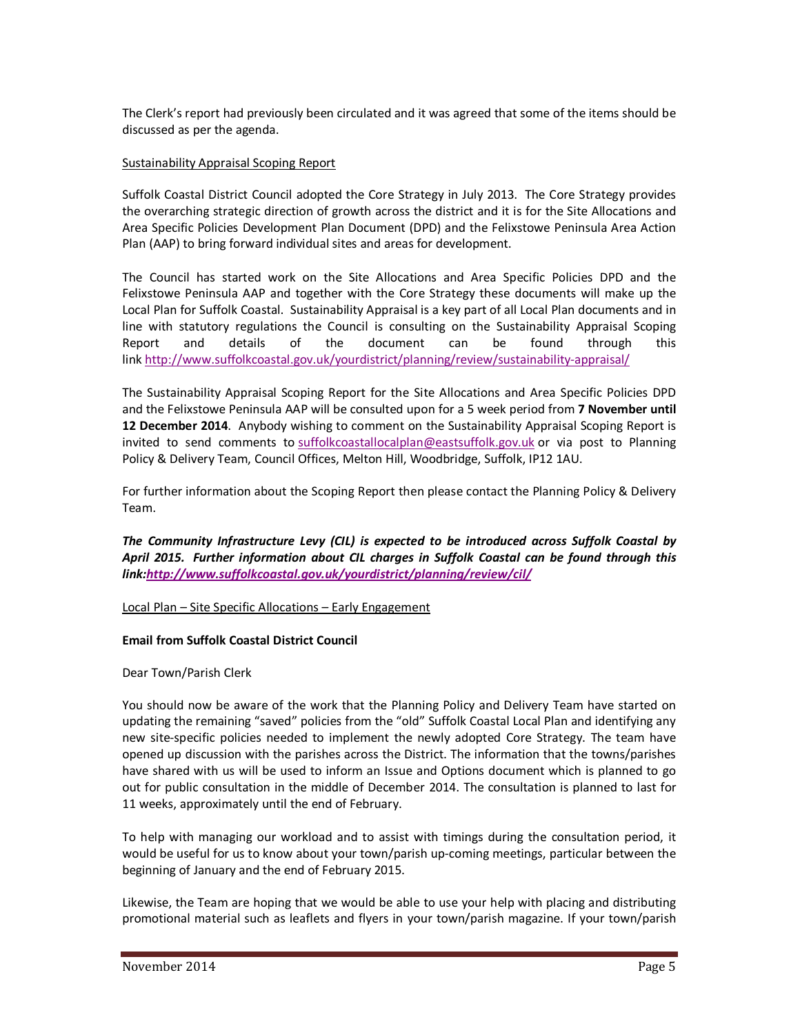The Clerk's report had previously been circulated and it was agreed that some of the items should be discussed as per the agenda.

Sustainability Appraisal Scoping Report

Suffolk Coastal District Council adopted the Core Strategy in July 2013. The Core Strategy provides the overarching strategic direction of growth across the district and it is for the Site Allocations and Area Specific Policies Development Plan Document (DPD) and the Felixstowe Peninsula Area Action Plan (AAP) to bring forward individual sites and areas for development.

The Council has started work on the Site Allocations and Area Specific Policies DPD and the Felixstowe Peninsula AAP and together with the Core Strategy these documents will make up the Local Plan for Suffolk Coastal. Sustainability Appraisal is a key part of all Local Plan documents and in line with statutory regulations the Council is consulting on the Sustainability Appraisal Scoping Report and details of the document can be found through this link http://www.suffolkcoastal.gov.uk/yourdistrict/planning/review/sustainability-appraisal/

The Sustainability Appraisal Scoping Report for the Site Allocations and Area Specific Policies DPD and the Felixstowe Peninsula AAP will be consulted upon for a 5 week period from **7 November until 12 December 2014**. Anybody wishing to comment on the Sustainability Appraisal Scoping Report is invited to send comments to suffolkcoastallocalplan@eastsuffolk.gov.uk or via post to Planning Policy & Delivery Team, Council Offices, Melton Hill, Woodbridge, Suffolk, IP12 1AU.

For further information about the Scoping Report then please contact the Planning Policy & Delivery Team.

***The Community Infrastructure Levy (CIL) is expected to be introduced across Suffolk Coastal by April 2015. Further information about CIL charges in Suffolk Coastal can be found through this link:http://www.suffolkcoastal.gov.uk/yourdistrict/planning/review/cil/***

Local Plan – Site Specific Allocations – Early Engagement

**Email from Suffolk Coastal District Council**

Dear Town/Parish Clerk

You should now be aware of the work that the Planning Policy and Delivery Team have started on updating the remaining "saved" policies from the "old" Suffolk Coastal Local Plan and identifying any new site-specific policies needed to implement the newly adopted Core Strategy. The team have opened up discussion with the parishes across the District. The information that the towns/parishes have shared with us will be used to inform an Issue and Options document which is planned to go out for public consultation in the middle of December 2014. The consultation is planned to last for 11 weeks, approximately until the end of February.

To help with managing our workload and to assist with timings during the consultation period, it would be useful for us to know about your town/parish up-coming meetings, particular between the beginning of January and the end of February 2015.

Likewise, the Team are hoping that we would be able to use your help with placing and distributing promotional material such as leaflets and flyers in your town/parish magazine. If your town/parish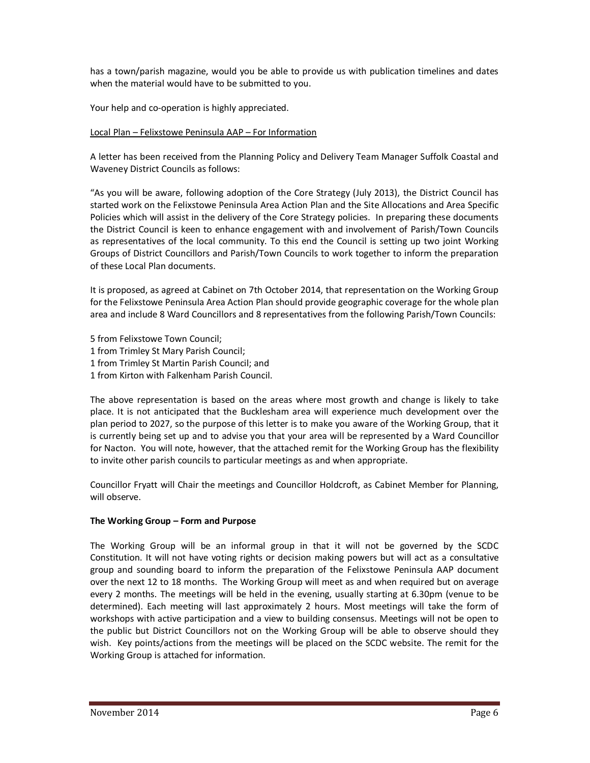has a town/parish magazine, would you be able to provide us with publication timelines and dates when the material would have to be submitted to you.

Your help and co-operation is highly appreciated.

Local Plan – Felixstowe Peninsula AAP – For Information

A letter has been received from the Planning Policy and Delivery Team Manager Suffolk Coastal and Waveney District Councils as follows:

"As you will be aware, following adoption of the Core Strategy (July 2013), the District Council has started work on the Felixstowe Peninsula Area Action Plan and the Site Allocations and Area Specific Policies which will assist in the delivery of the Core Strategy policies. In preparing these documents the District Council is keen to enhance engagement with and involvement of Parish/Town Councils as representatives of the local community. To this end the Council is setting up two joint Working Groups of District Councillors and Parish/Town Councils to work together to inform the preparation of these Local Plan documents.

It is proposed, as agreed at Cabinet on 7th October 2014, that representation on the Working Group for the Felixstowe Peninsula Area Action Plan should provide geographic coverage for the whole plan area and include 8 Ward Councillors and 8 representatives from the following Parish/Town Councils:

5 from Felixstowe Town Council;  
1 from Trimley St Mary Parish Council;  
1 from Trimley St Martin Parish Council; and  
1 from Kirton with Falkenham Parish Council.

The above representation is based on the areas where most growth and change is likely to take place. It is not anticipated that the Bucklesham area will experience much development over the plan period to 2027, so the purpose of this letter is to make you aware of the Working Group, that it is currently being set up and to advise you that your area will be represented by a Ward Councillor for Nacton. You will note, however, that the attached remit for the Working Group has the flexibility to invite other parish councils to particular meetings as and when appropriate.

Councillor Fryatt will Chair the meetings and Councillor Holdcroft, as Cabinet Member for Planning, will observe.

**The Working Group – Form and Purpose**

The Working Group will be an informal group in that it will not be governed by the SCDC Constitution. It will not have voting rights or decision making powers but will act as a consultative group and sounding board to inform the preparation of the Felixstowe Peninsula AAP document over the next 12 to 18 months. The Working Group will meet as and when required but on average every 2 months. The meetings will be held in the evening, usually starting at 6.30pm (venue to be determined). Each meeting will last approximately 2 hours. Most meetings will take the form of workshops with active participation and a view to building consensus. Meetings will not be open to the public but District Councillors not on the Working Group will be able to observe should they wish. Key points/actions from the meetings will be placed on the SCDC website. The remit for the Working Group is attached for information.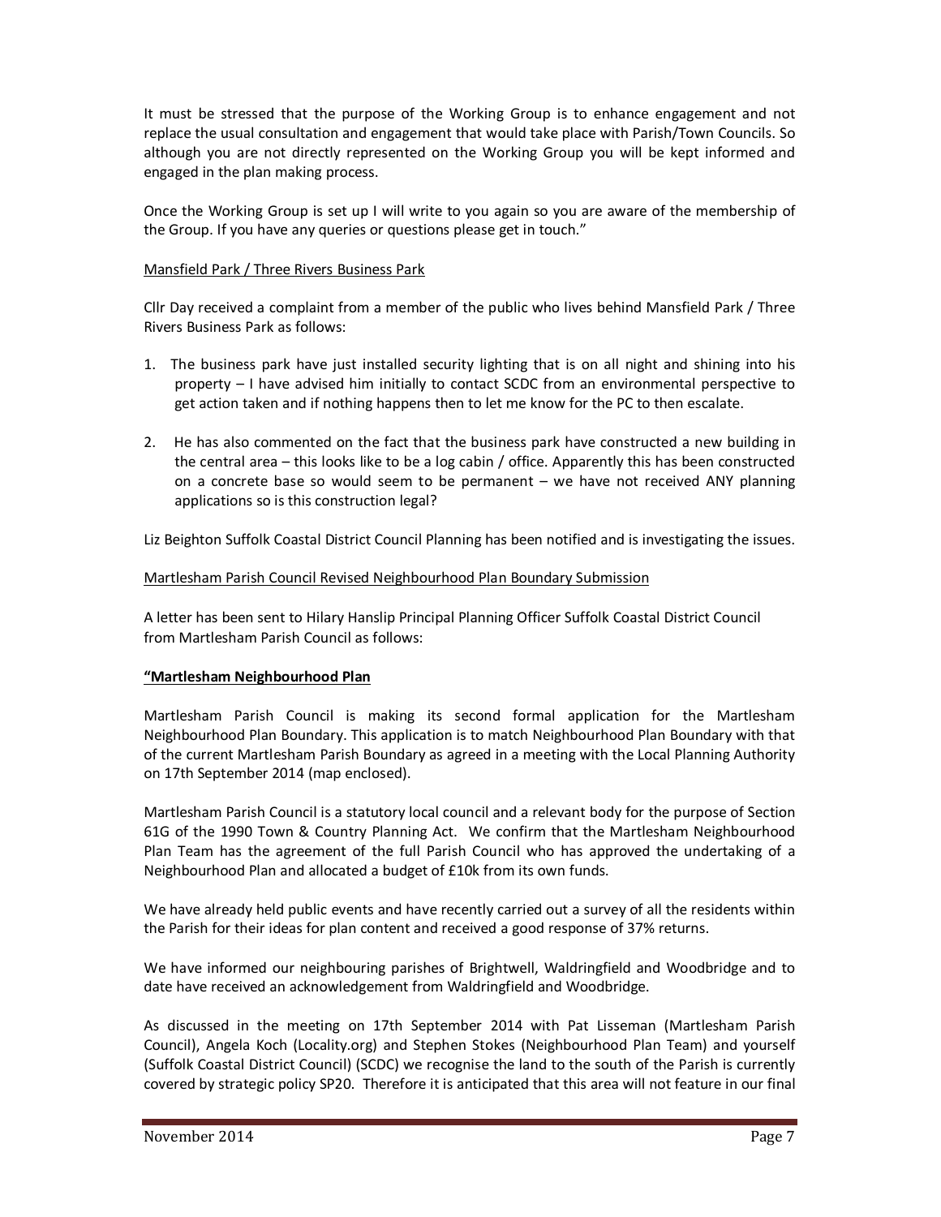It must be stressed that the purpose of the Working Group is to enhance engagement and not replace the usual consultation and engagement that would take place with Parish/Town Councils. So although you are not directly represented on the Working Group you will be kept informed and engaged in the plan making process.

Once the Working Group is set up I will write to you again so you are aware of the membership of the Group. If you have any queries or questions please get in touch."

Mansfield Park / Three Rivers Business Park

Cllr Day received a complaint from a member of the public who lives behind Mansfield Park / Three Rivers Business Park as follows:

1. The business park have just installed security lighting that is on all night and shining into his property – I have advised him initially to contact SCDC from an environmental perspective to get action taken and if nothing happens then to let me know for the PC to then escalate.

2. He has also commented on the fact that the business park have constructed a new building in the central area – this looks like to be a log cabin / office. Apparently this has been constructed on a concrete base so would seem to be permanent – we have not received ANY planning applications so is this construction legal?

Liz Beighton Suffolk Coastal District Council Planning has been notified and is investigating the issues.

Martlesham Parish Council Revised Neighbourhood Plan Boundary Submission

A letter has been sent to Hilary Hanslip Principal Planning Officer Suffolk Coastal District Council from Martlesham Parish Council as follows:

**"Martlesham Neighbourhood Plan**

Martlesham Parish Council is making its second formal application for the Martlesham Neighbourhood Plan Boundary. This application is to match Neighbourhood Plan Boundary with that of the current Martlesham Parish Boundary as agreed in a meeting with the Local Planning Authority on 17th September 2014 (map enclosed).

Martlesham Parish Council is a statutory local council and a relevant body for the purpose of Section 61G of the 1990 Town & Country Planning Act. We confirm that the Martlesham Neighbourhood Plan Team has the agreement of the full Parish Council who has approved the undertaking of a Neighbourhood Plan and allocated a budget of £10k from its own funds.

We have already held public events and have recently carried out a survey of all the residents within the Parish for their ideas for plan content and received a good response of 37% returns.

We have informed our neighbouring parishes of Brightwell, Waldringfield and Woodbridge and to date have received an acknowledgement from Waldringfield and Woodbridge.

As discussed in the meeting on 17th September 2014 with Pat Lisseman (Martlesham Parish Council), Angela Koch (Locality.org) and Stephen Stokes (Neighbourhood Plan Team) and yourself (Suffolk Coastal District Council) (SCDC) we recognise the land to the south of the Parish is currently covered by strategic policy SP20. Therefore it is anticipated that this area will not feature in our final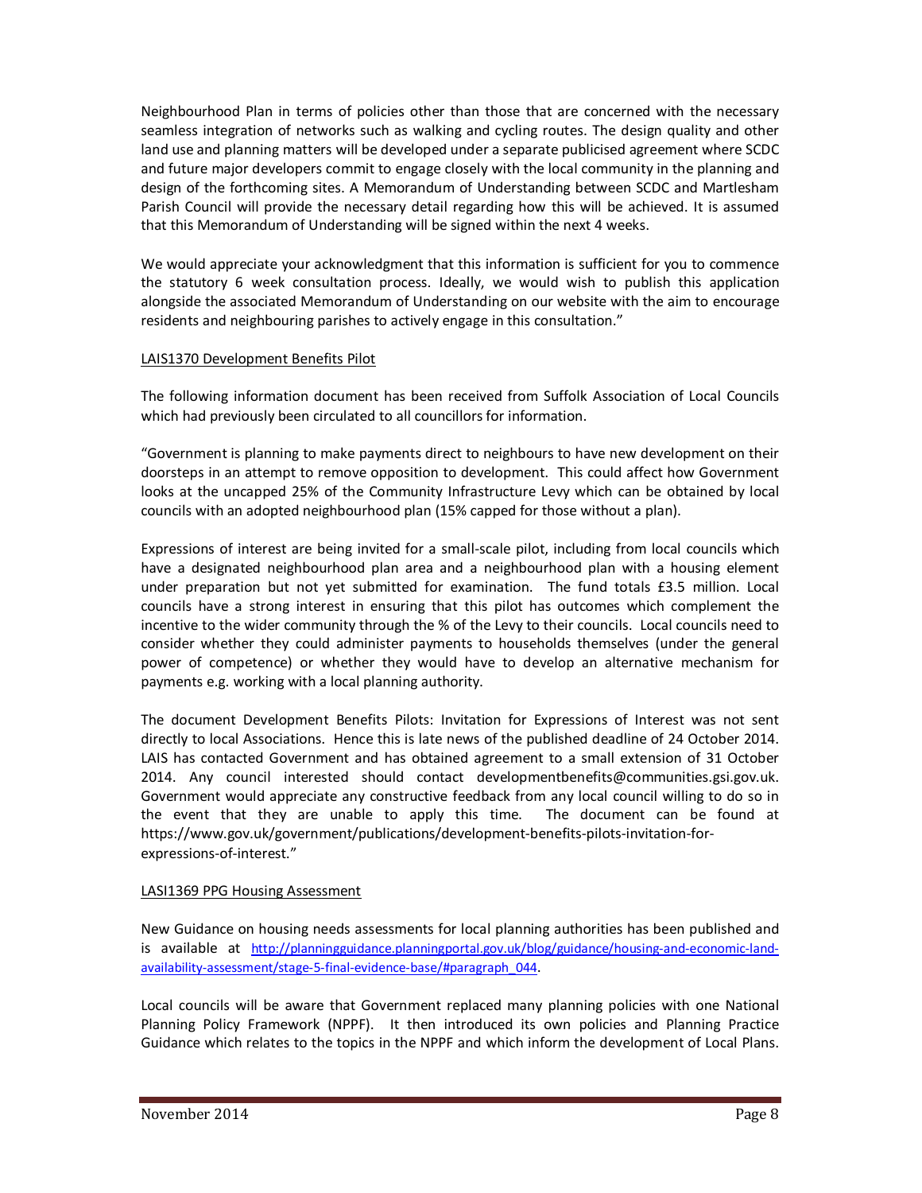Neighbourhood Plan in terms of policies other than those that are concerned with the necessary seamless integration of networks such as walking and cycling routes. The design quality and other land use and planning matters will be developed under a separate publicised agreement where SCDC and future major developers commit to engage closely with the local community in the planning and design of the forthcoming sites. A Memorandum of Understanding between SCDC and Martlesham Parish Council will provide the necessary detail regarding how this will be achieved. It is assumed that this Memorandum of Understanding will be signed within the next 4 weeks.

We would appreciate your acknowledgment that this information is sufficient for you to commence the statutory 6 week consultation process. Ideally, we would wish to publish this application alongside the associated Memorandum of Understanding on our website with the aim to encourage residents and neighbouring parishes to actively engage in this consultation."

<u>LAIS1370 Development Benefits Pilot</u>

The following information document has been received from Suffolk Association of Local Councils which had previously been circulated to all councillors for information.

"Government is planning to make payments direct to neighbours to have new development on their doorsteps in an attempt to remove opposition to development. This could affect how Government looks at the uncapped 25% of the Community Infrastructure Levy which can be obtained by local councils with an adopted neighbourhood plan (15% capped for those without a plan).

Expressions of interest are being invited for a small-scale pilot, including from local councils which have a designated neighbourhood plan area and a neighbourhood plan with a housing element under preparation but not yet submitted for examination. The fund totals £3.5 million. Local councils have a strong interest in ensuring that this pilot has outcomes which complement the incentive to the wider community through the % of the Levy to their councils. Local councils need to consider whether they could administer payments to households themselves (under the general power of competence) or whether they would have to develop an alternative mechanism for payments e.g. working with a local planning authority.

The document Development Benefits Pilots: Invitation for Expressions of Interest was not sent directly to local Associations. Hence this is late news of the published deadline of 24 October 2014. LAIS has contacted Government and has obtained agreement to a small extension of 31 October 2014. Any council interested should contact developmentbenefits@communities.gsi.gov.uk. Government would appreciate any constructive feedback from any local council willing to do so in the event that they are unable to apply this time. The document can be found at https://www.gov.uk/government/publications/development-benefits-pilots-invitation-for-expressions-of-interest."

<u>LASI1369 PPG Housing Assessment</u>

New Guidance on housing needs assessments for local planning authorities has been published and is available at [http://planningguidance.planningportal.gov.uk/blog/guidance/housing-and-economic-land-availability-assessment/stage-5-final-evidence-base/#paragraph_044](http://planningguidance.planningportal.gov.uk/blog/guidance/housing-and-economic-land-availability-assessment/stage-5-final-evidence-base/#paragraph_044).

Local councils will be aware that Government replaced many planning policies with one National Planning Policy Framework (NPPF). It then introduced its own policies and Planning Practice Guidance which relates to the topics in the NPPF and which inform the development of Local Plans.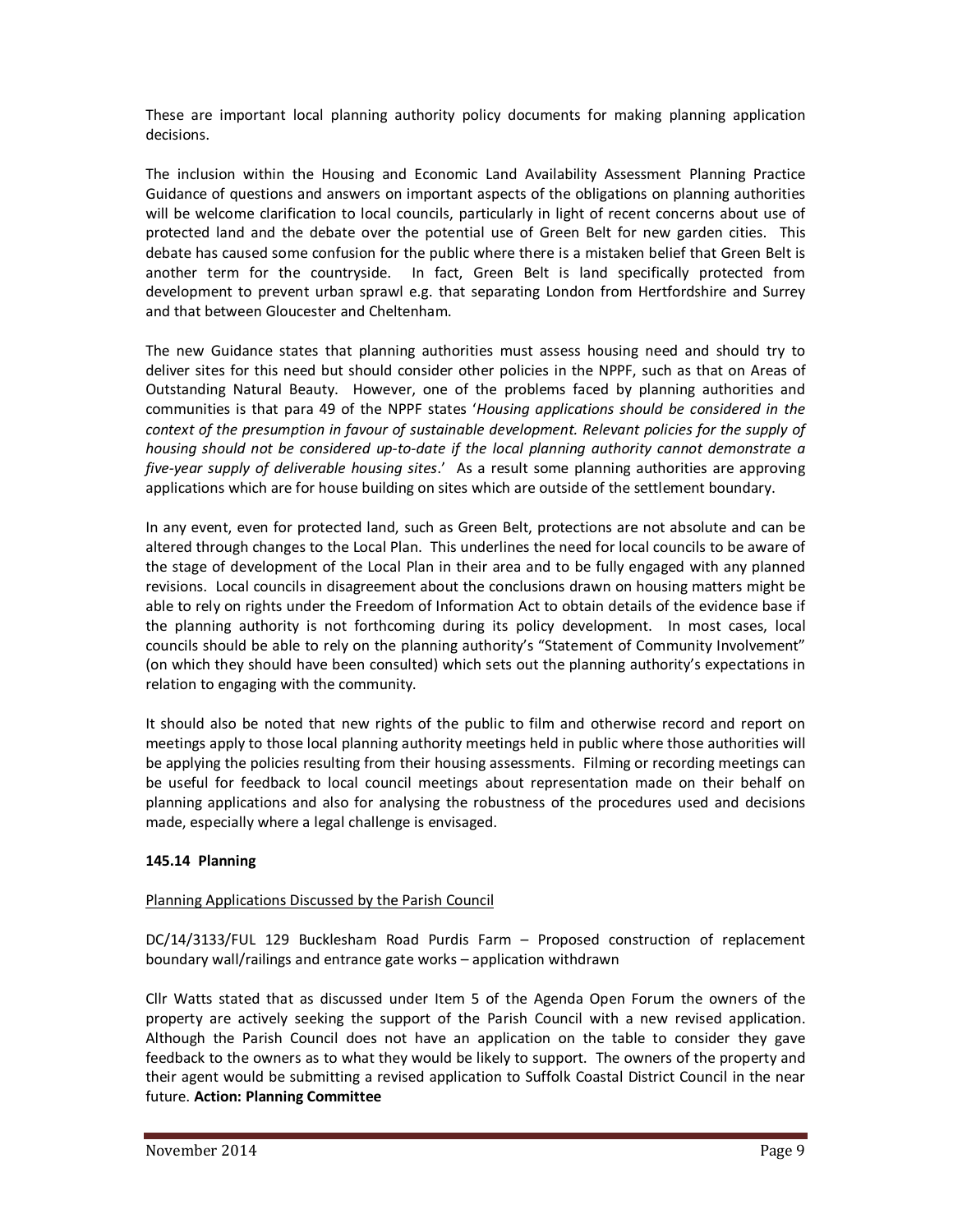These are important local planning authority policy documents for making planning application decisions.

The inclusion within the Housing and Economic Land Availability Assessment Planning Practice Guidance of questions and answers on important aspects of the obligations on planning authorities will be welcome clarification to local councils, particularly in light of recent concerns about use of protected land and the debate over the potential use of Green Belt for new garden cities. This debate has caused some confusion for the public where there is a mistaken belief that Green Belt is another term for the countryside. In fact, Green Belt is land specifically protected from development to prevent urban sprawl e.g. that separating London from Hertfordshire and Surrey and that between Gloucester and Cheltenham.

The new Guidance states that planning authorities must assess housing need and should try to deliver sites for this need but should consider other policies in the NPPF, such as that on Areas of Outstanding Natural Beauty. However, one of the problems faced by planning authorities and communities is that para 49 of the NPPF states '*Housing applications should be considered in the context of the presumption in favour of sustainable development. Relevant policies for the supply of housing should not be considered up-to-date if the local planning authority cannot demonstrate a five-year supply of deliverable housing sites*.' As a result some planning authorities are approving applications which are for house building on sites which are outside of the settlement boundary.

In any event, even for protected land, such as Green Belt, protections are not absolute and can be altered through changes to the Local Plan. This underlines the need for local councils to be aware of the stage of development of the Local Plan in their area and to be fully engaged with any planned revisions. Local councils in disagreement about the conclusions drawn on housing matters might be able to rely on rights under the Freedom of Information Act to obtain details of the evidence base if the planning authority is not forthcoming during its policy development. In most cases, local councils should be able to rely on the planning authority's "Statement of Community Involvement" (on which they should have been consulted) which sets out the planning authority's expectations in relation to engaging with the community.

It should also be noted that new rights of the public to film and otherwise record and report on meetings apply to those local planning authority meetings held in public where those authorities will be applying the policies resulting from their housing assessments. Filming or recording meetings can be useful for feedback to local council meetings about representation made on their behalf on planning applications and also for analysing the robustness of the procedures used and decisions made, especially where a legal challenge is envisaged.

**145.14 Planning**

Planning Applications Discussed by the Parish Council

DC/14/3133/FUL 129 Bucklesham Road Purdis Farm – Proposed construction of replacement boundary wall/railings and entrance gate works – application withdrawn

Cllr Watts stated that as discussed under Item 5 of the Agenda Open Forum the owners of the property are actively seeking the support of the Parish Council with a new revised application. Although the Parish Council does not have an application on the table to consider they gave feedback to the owners as to what they would be likely to support. The owners of the property and their agent would be submitting a revised application to Suffolk Coastal District Council in the near future. **Action: Planning Committee**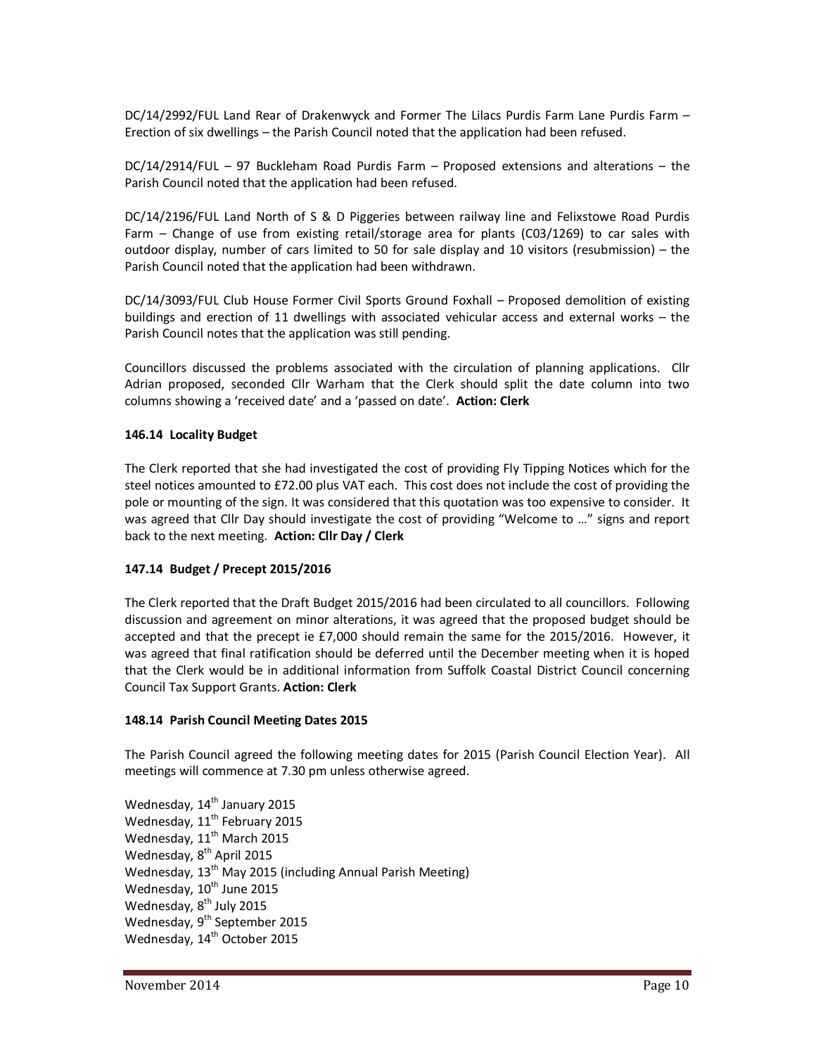DC/14/2992/FUL Land Rear of Drakenwyck and Former The Lilacs Purdis Farm Lane Purdis Farm – Erection of six dwellings – the Parish Council noted that the application had been refused.

DC/14/2914/FUL – 97 Buckleham Road Purdis Farm – Proposed extensions and alterations – the Parish Council noted that the application had been refused.

DC/14/2196/FUL Land North of S & D Piggeries between railway line and Felixstowe Road Purdis Farm – Change of use from existing retail/storage area for plants (C03/1269) to car sales with outdoor display, number of cars limited to 50 for sale display and 10 visitors (resubmission) – the Parish Council noted that the application had been withdrawn.

DC/14/3093/FUL Club House Former Civil Sports Ground Foxhall – Proposed demolition of existing buildings and erection of 11 dwellings with associated vehicular access and external works – the Parish Council notes that the application was still pending.

Councillors discussed the problems associated with the circulation of planning applications. Cllr Adrian proposed, seconded Cllr Warham that the Clerk should split the date column into two columns showing a 'received date' and a 'passed on date'. **Action: Clerk**

### 146.14 Locality Budget

The Clerk reported that she had investigated the cost of providing Fly Tipping Notices which for the steel notices amounted to £72.00 plus VAT each. This cost does not include the cost of providing the pole or mounting of the sign. It was considered that this quotation was too expensive to consider. It was agreed that Cllr Day should investigate the cost of providing "Welcome to …" signs and report back to the next meeting. **Action: Cllr Day / Clerk**

### 147.14 Budget / Precept 2015/2016

The Clerk reported that the Draft Budget 2015/2016 had been circulated to all councillors. Following discussion and agreement on minor alterations, it was agreed that the proposed budget should be accepted and that the precept ie £7,000 should remain the same for the 2015/2016. However, it was agreed that final ratification should be deferred until the December meeting when it is hoped that the Clerk would be in additional information from Suffolk Coastal District Council concerning Council Tax Support Grants. **Action: Clerk**

### 148.14 Parish Council Meeting Dates 2015

The Parish Council agreed the following meeting dates for 2015 (Parish Council Election Year). All meetings will commence at 7.30 pm unless otherwise agreed.

Wednesday, 14th January 2015
Wednesday, 11th February 2015
Wednesday, 11th March 2015
Wednesday, 8th April 2015
Wednesday, 13th May 2015 (including Annual Parish Meeting)
Wednesday, 10th June 2015
Wednesday, 8th July 2015
Wednesday, 9th September 2015
Wednesday, 14th October 2015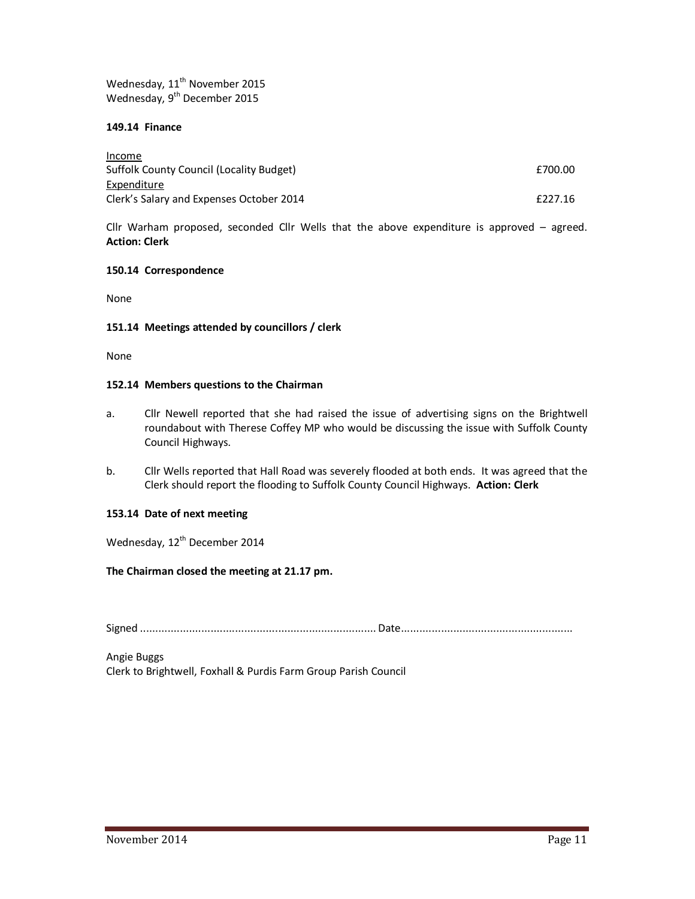Wednesday, 11th November 2015
Wednesday, 9th December 2015

**149.14 Finance**

| | |
|---|---|
| Income | |
| Suffolk County Council (Locality Budget) | £700.00 |
| Expenditure | |
| Clerk's Salary and Expenses October 2014 | £227.16 |

Cllr Warham proposed, seconded Cllr Wells that the above expenditure is approved – agreed. **Action: Clerk**

**150.14 Correspondence**

None

**151.14 Meetings attended by councillors / clerk**

None

**152.14 Members questions to the Chairman**

a. Cllr Newell reported that she had raised the issue of advertising signs on the Brightwell roundabout with Therese Coffey MP who would be discussing the issue with Suffolk County Council Highways.

b. Cllr Wells reported that Hall Road was severely flooded at both ends. It was agreed that the Clerk should report the flooding to Suffolk County Council Highways. **Action: Clerk**

**153.14 Date of next meeting**

Wednesday, 12th December 2014

**The Chairman closed the meeting at 21.17 pm.**

Signed ............................................................................ Date.......................................................

Angie Buggs
Clerk to Brightwell, Foxhall & Purdis Farm Group Parish Council